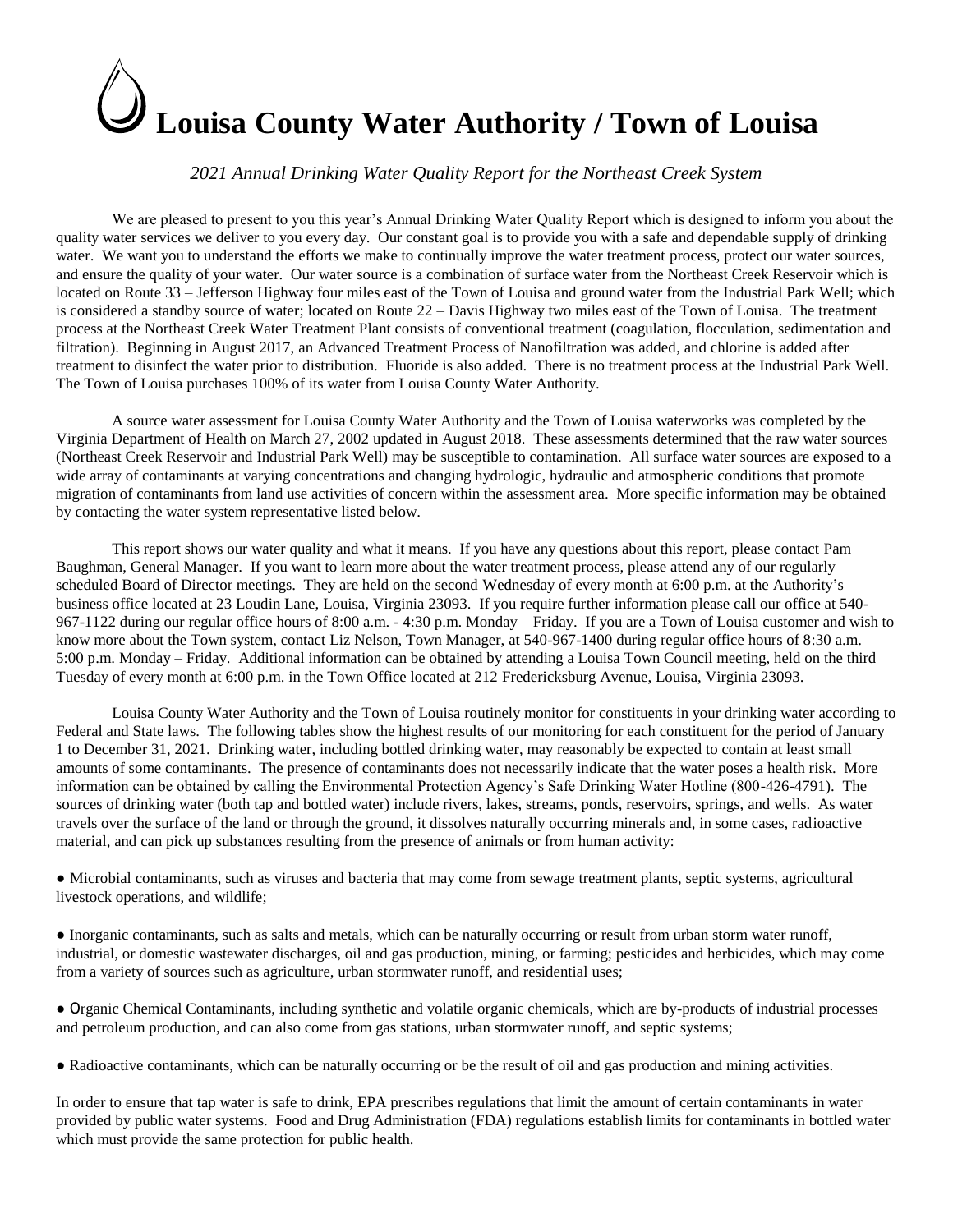# Louisa County Water Authority / Town of Louisa

*2021 Annual Drinking Water Quality Report for the Northeast Creek System*

We are pleased to present to you this year's Annual Drinking Water Quality Report which is designed to inform you about the quality water services we deliver to you every day. Our constant goal is to provide you with a safe and dependable supply of drinking water. We want you to understand the efforts we make to continually improve the water treatment process, protect our water sources, and ensure the quality of your water. Our water source is a combination of surface water from the Northeast Creek Reservoir which is located on Route 33 – Jefferson Highway four miles east of the Town of Louisa and ground water from the Industrial Park Well; which is considered a standby source of water; located on Route 22 – Davis Highway two miles east of the Town of Louisa. The treatment process at the Northeast Creek Water Treatment Plant consists of conventional treatment (coagulation, flocculation, sedimentation and filtration). Beginning in August 2017, an Advanced Treatment Process of Nanofiltration was added, and chlorine is added after treatment to disinfect the water prior to distribution. Fluoride is also added. There is no treatment process at the Industrial Park Well. The Town of Louisa purchases 100% of its water from Louisa County Water Authority.

A source water assessment for Louisa County Water Authority and the Town of Louisa waterworks was completed by the Virginia Department of Health on March 27, 2002 updated in August 2018. These assessments determined that the raw water sources (Northeast Creek Reservoir and Industrial Park Well) may be susceptible to contamination. All surface water sources are exposed to a wide array of contaminants at varying concentrations and changing hydrologic, hydraulic and atmospheric conditions that promote migration of contaminants from land use activities of concern within the assessment area. More specific information may be obtained by contacting the water system representative listed below.

This report shows our water quality and what it means. If you have any questions about this report, please contact Pam Baughman, General Manager. If you want to learn more about the water treatment process, please attend any of our regularly scheduled Board of Director meetings. They are held on the second Wednesday of every month at 6:00 p.m. at the Authority's business office located at 23 Loudin Lane, Louisa, Virginia 23093. If you require further information please call our office at 540-967-1122 during our regular office hours of 8:00 a.m. - 4:30 p.m. Monday – Friday. If you are a Town of Louisa customer and wish to know more about the Town system, contact Liz Nelson, Town Manager, at 540-967-1400 during regular office hours of 8:30 a.m. – 5:00 p.m. Monday – Friday. Additional information can be obtained by attending a Louisa Town Council meeting, held on the third Tuesday of every month at 6:00 p.m. in the Town Office located at 212 Fredericksburg Avenue, Louisa, Virginia 23093.

Louisa County Water Authority and the Town of Louisa routinely monitor for constituents in your drinking water according to Federal and State laws. The following tables show the highest results of our monitoring for each constituent for the period of January 1 to December 31, 2021. Drinking water, including bottled drinking water, may reasonably be expected to contain at least small amounts of some contaminants. The presence of contaminants does not necessarily indicate that the water poses a health risk. More information can be obtained by calling the Environmental Protection Agency's Safe Drinking Water Hotline (800-426-4791). The sources of drinking water (both tap and bottled water) include rivers, lakes, streams, ponds, reservoirs, springs, and wells. As water travels over the surface of the land or through the ground, it dissolves naturally occurring minerals and, in some cases, radioactive material, and can pick up substances resulting from the presence of animals or from human activity:

- Microbial contaminants, such as viruses and bacteria that may come from sewage treatment plants, septic systems, agricultural livestock operations, and wildlife;
- Inorganic contaminants, such as salts and metals, which can be naturally occurring or result from urban storm water runoff, industrial, or domestic wastewater discharges, oil and gas production, mining, or farming; pesticides and herbicides, which may come from a variety of sources such as agriculture, urban stormwater runoff, and residential uses;
- Organic Chemical Contaminants, including synthetic and volatile organic chemicals, which are by-products of industrial processes and petroleum production, and can also come from gas stations, urban stormwater runoff, and septic systems;
- Radioactive contaminants, which can be naturally occurring or be the result of oil and gas production and mining activities.

In order to ensure that tap water is safe to drink, EPA prescribes regulations that limit the amount of certain contaminants in water provided by public water systems. Food and Drug Administration (FDA) regulations establish limits for contaminants in bottled water which must provide the same protection for public health.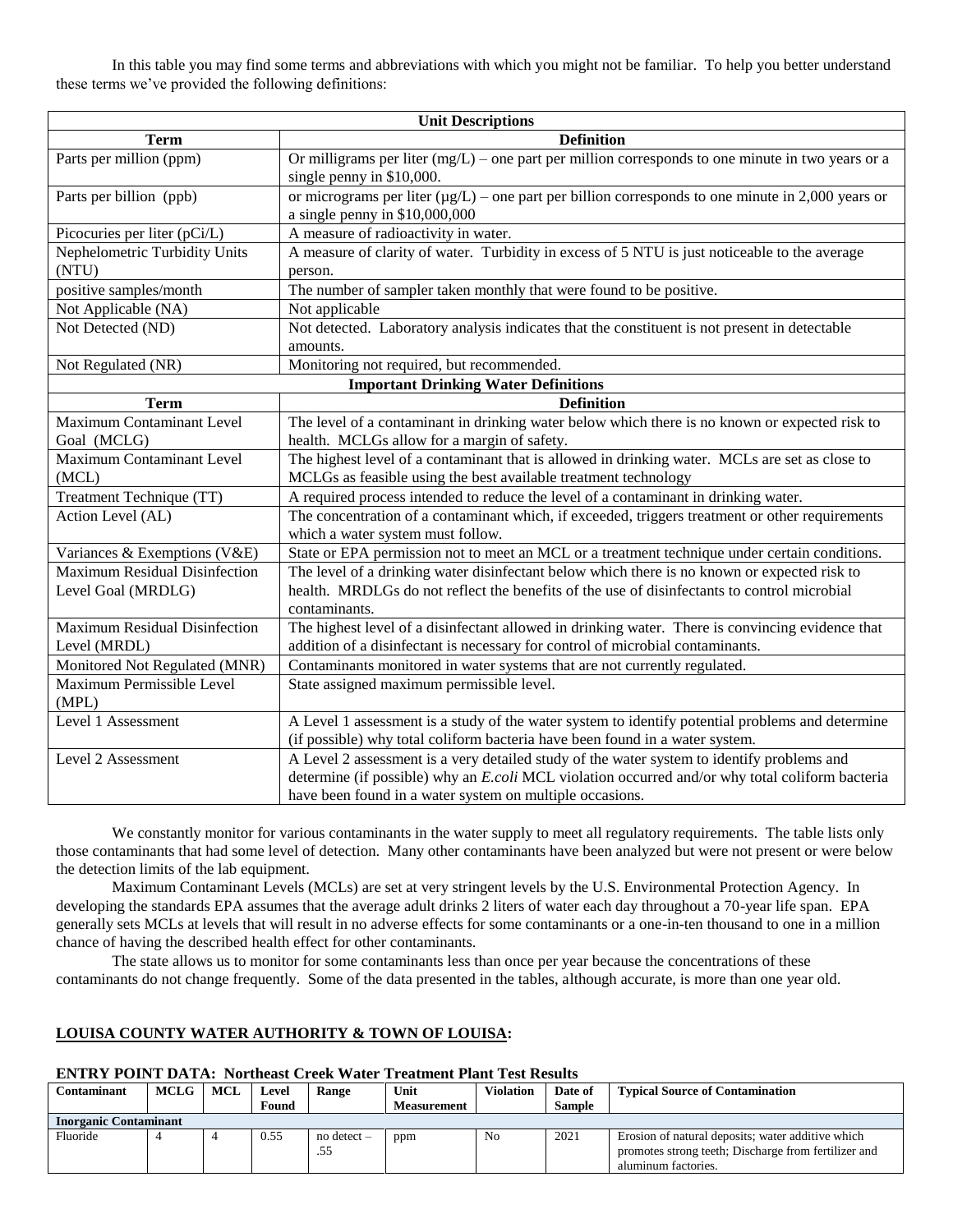In this table you may find some terms and abbreviations with which you might not be familiar. To help you better understand these terms we've provided the following definitions:

| Unit Descriptions | |
|---|---|
| **Term** | **Definition** |
| Parts per million (ppm) | Or milligrams per liter (mg/L) – one part per million corresponds to one minute in two years or a single penny in $10,000. |
| Parts per billion (ppb) | or micrograms per liter (µg/L) – one part per billion corresponds to one minute in 2,000 years or a single penny in $10,000,000 |
| Picocuries per liter (pCi/L) | A measure of radioactivity in water. |
| Nephelometric Turbidity Units (NTU) | A measure of clarity of water. Turbidity in excess of 5 NTU is just noticeable to the average person. |
| positive samples/month | The number of sampler taken monthly that were found to be positive. |
| Not Applicable (NA) | Not applicable |
| Not Detected (ND) | Not detected. Laboratory analysis indicates that the constituent is not present in detectable amounts. |
| Not Regulated (NR) | Monitoring not required, but recommended. |
| **Important Drinking Water Definitions** | |
| **Term** | **Definition** |
| Maximum Contaminant Level Goal (MCLG) | The level of a contaminant in drinking water below which there is no known or expected risk to health. MCLGs allow for a margin of safety. |
| Maximum Contaminant Level (MCL) | The highest level of a contaminant that is allowed in drinking water. MCLs are set as close to MCLGs as feasible using the best available treatment technology |
| Treatment Technique (TT) | A required process intended to reduce the level of a contaminant in drinking water. |
| Action Level (AL) | The concentration of a contaminant which, if exceeded, triggers treatment or other requirements which a water system must follow. |
| Variances & Exemptions (V&E) | State or EPA permission not to meet an MCL or a treatment technique under certain conditions. |
| Maximum Residual Disinfection Level Goal (MRDLG) | The level of a drinking water disinfectant below which there is no known or expected risk to health. MRDLGs do not reflect the benefits of the use of disinfectants to control microbial contaminants. |
| Maximum Residual Disinfection Level (MRDL) | The highest level of a disinfectant allowed in drinking water. There is convincing evidence that addition of a disinfectant is necessary for control of microbial contaminants. |
| Monitored Not Regulated (MNR) | Contaminants monitored in water systems that are not currently regulated. |
| Maximum Permissible Level (MPL) | State assigned maximum permissible level. |
| Level 1 Assessment | A Level 1 assessment is a study of the water system to identify potential problems and determine (if possible) why total coliform bacteria have been found in a water system. |
| Level 2 Assessment | A Level 2 assessment is a very detailed study of the water system to identify problems and determine (if possible) why an *E.coli* MCL violation occurred and/or why total coliform bacteria have been found in a water system on multiple occasions. |

We constantly monitor for various contaminants in the water supply to meet all regulatory requirements. The table lists only those contaminants that had some level of detection. Many other contaminants have been analyzed but were not present or were below the detection limits of the lab equipment.

Maximum Contaminant Levels (MCLs) are set at very stringent levels by the U.S. Environmental Protection Agency. In developing the standards EPA assumes that the average adult drinks 2 liters of water each day throughout a 70-year life span. EPA generally sets MCLs at levels that will result in no adverse effects for some contaminants or a one-in-ten thousand to one in a million chance of having the described health effect for other contaminants.

The state allows us to monitor for some contaminants less than once per year because the concentrations of these contaminants do not change frequently. Some of the data presented in the tables, although accurate, is more than one year old.

**<u>LOUISA COUNTY WATER AUTHORITY & TOWN OF LOUISA</u>:**

**ENTRY POINT DATA: Northeast Creek Water Treatment Plant Test Results**

| Contaminant | MCLG | MCL | Level Found | Range | Unit Measurement | Violation | Date of Sample | Typical Source of Contamination |
|---|---|---|---|---|---|---|---|---|
| **Inorganic Contaminant** | | | | | | | | |
| Fluoride | 4 | 4 | 0.55 | no detect – .55 | ppm | No | 2021 | Erosion of natural deposits; water additive which promotes strong teeth; Discharge from fertilizer and aluminum factories. |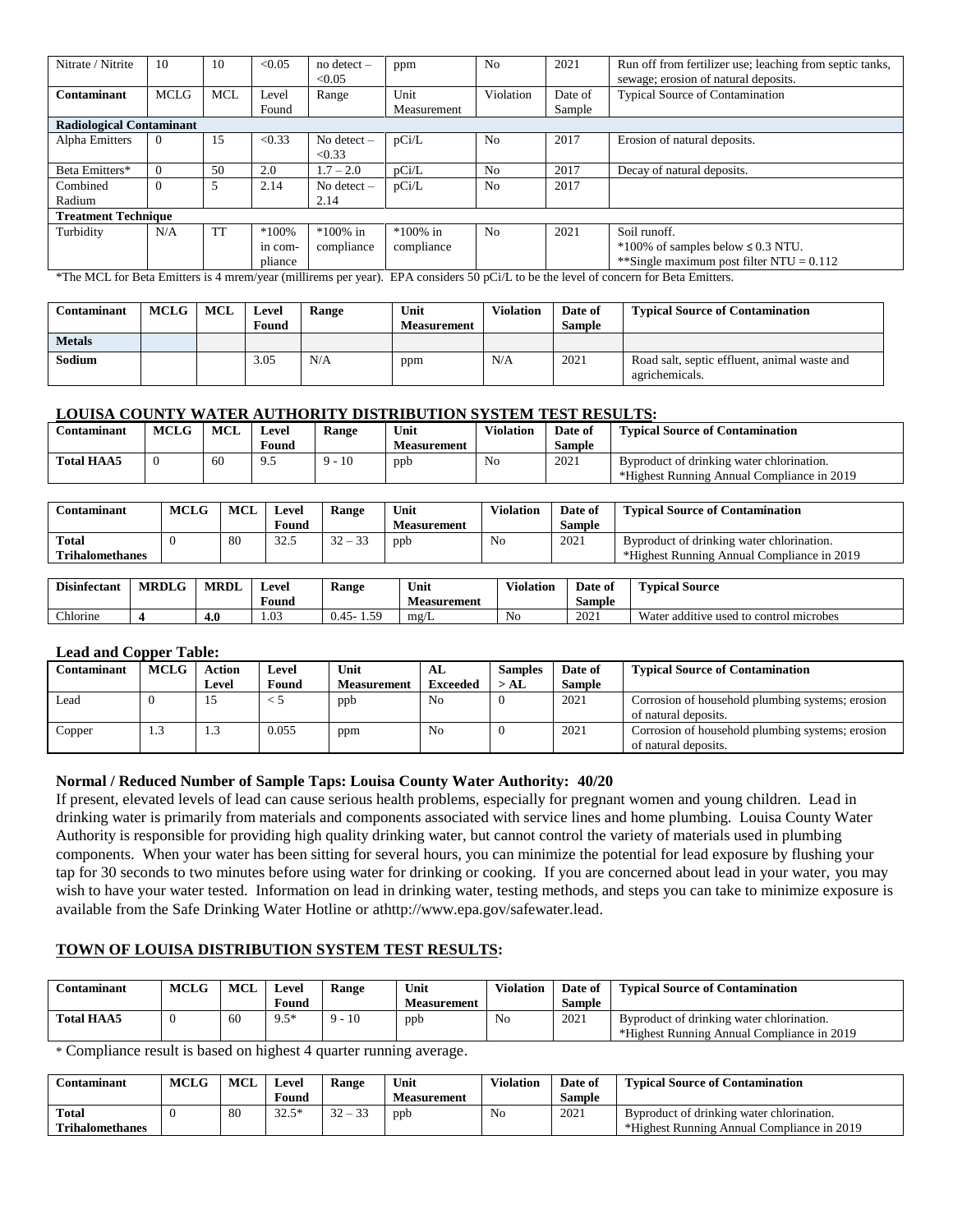| Nitrate / Nitrite | 10 | 10 | <0.05 | no detect – <0.05 | ppm | No | 2021 | Run off from fertilizer use; leaching from septic tanks, sewage; erosion of natural deposits. |
|---|---|---|---|---|---|---|---|---|
| **Contaminant** | **MCLG** | **MCL** | Level Found | Range | Unit Measurement | Violation | Date of Sample | Typical Source of Contamination |
| **Radiological Contaminant** | | | | | | | | |
| Alpha Emitters | 0 | 15 | <0.33 | No detect – <0.33 | pCi/L | No | 2017 | Erosion of natural deposits. |
| Beta Emitters* | 0 | 50 | 2.0 | 1.7 – 2.0 | pCi/L | No | 2017 | Decay of natural deposits. |
| Combined Radium | 0 | 5 | 2.14 | No detect – 2.14 | pCi/L | No | 2017 | |
| **Treatment Technique** | | | | | | | | |
| Turbidity | N/A | TT | *100% in compliance | *100% in compliance | *100% in compliance | No | 2021 | Soil runoff. *100% of samples below ≤ 0.3 NTU. **Single maximum post filter NTU = 0.112 |

*The MCL for Beta Emitters is 4 mrem/year (millirems per year). EPA considers 50 pCi/L to be the level of concern for Beta Emitters.

| Contaminant | MCLG | MCL | Level Found | Range | Unit Measurement | Violation | Date of Sample | Typical Source of Contamination |
|---|---|---|---|---|---|---|---|---|
| **Metals** | | | | | | | | |
| **Sodium** | | | 3.05 | N/A | ppm | N/A | 2021 | Road salt, septic effluent, animal waste and agrichemicals. |

## LOUISA COUNTY WATER AUTHORITY DISTRIBUTION SYSTEM TEST RESULTS:

| Contaminant | MCLG | MCL | Level Found | Range | Unit Measurement | Violation | Date of Sample | Typical Source of Contamination |
|---|---|---|---|---|---|---|---|---|
| **Total HAA5** | 0 | 60 | 9.5 | 9 - 10 | ppb | No | 2021 | Byproduct of drinking water chlorination. *Highest Running Annual Compliance in 2019 |

| Contaminant | MCLG | MCL | Level Found | Range | Unit Measurement | Violation | Date of Sample | Typical Source of Contamination |
|---|---|---|---|---|---|---|---|---|
| **Total Trihalomethanes** | 0 | 80 | 32.5 | 32 – 33 | ppb | No | 2021 | Byproduct of drinking water chlorination. *Highest Running Annual Compliance in 2019 |

| Disinfectant | MRDLG | MRDL | Level Found | Range | Unit Measurement | Violation | Date of Sample | Typical Source |
|---|---|---|---|---|---|---|---|---|
| Chlorine | **4** | **4.0** | 1.03 | 0.45- 1.59 | mg/L | No | 2021 | Water additive used to control microbes |

### Lead and Copper Table:

| Contaminant | MCLG | Action Level | Level Found | Unit Measurement | AL Exceeded | Samples > AL | Date of Sample | Typical Source of Contamination |
|---|---|---|---|---|---|---|---|---|
| Lead | 0 | 15 | < 5 | ppb | No | 0 | 2021 | Corrosion of household plumbing systems; erosion of natural deposits. |
| Copper | 1.3 | 1.3 | 0.055 | ppm | No | 0 | 2021 | Corrosion of household plumbing systems; erosion of natural deposits. |

**Normal / Reduced Number of Sample Taps: Louisa County Water Authority: 40/20**

If present, elevated levels of lead can cause serious health problems, especially for pregnant women and young children. Lead in drinking water is primarily from materials and components associated with service lines and home plumbing. Louisa County Water Authority is responsible for providing high quality drinking water, but cannot control the variety of materials used in plumbing components. When your water has been sitting for several hours, you can minimize the potential for lead exposure by flushing your tap for 30 seconds to two minutes before using water for drinking or cooking. If you are concerned about lead in your water, you may wish to have your water tested. Information on lead in drinking water, testing methods, and steps you can take to minimize exposure is available from the Safe Drinking Water Hotline or athttp://www.epa.gov/safewater.lead.

## TOWN OF LOUISA DISTRIBUTION SYSTEM TEST RESULTS:

| Contaminant | MCLG | MCL | Level Found | Range | Unit Measurement | Violation | Date of Sample | Typical Source of Contamination |
|---|---|---|---|---|---|---|---|---|
| **Total HAA5** | 0 | 60 | 9.5* | 9 - 10 | ppb | No | 2021 | Byproduct of drinking water chlorination. *Highest Running Annual Compliance in 2019 |

* Compliance result is based on highest 4 quarter running average.

| Contaminant | MCLG | MCL | Level Found | Range | Unit Measurement | Violation | Date of Sample | Typical Source of Contamination |
|---|---|---|---|---|---|---|---|---|
| **Total Trihalomethanes** | 0 | 80 | 32.5* | 32 – 33 | ppb | No | 2021 | Byproduct of drinking water chlorination. *Highest Running Annual Compliance in 2019 |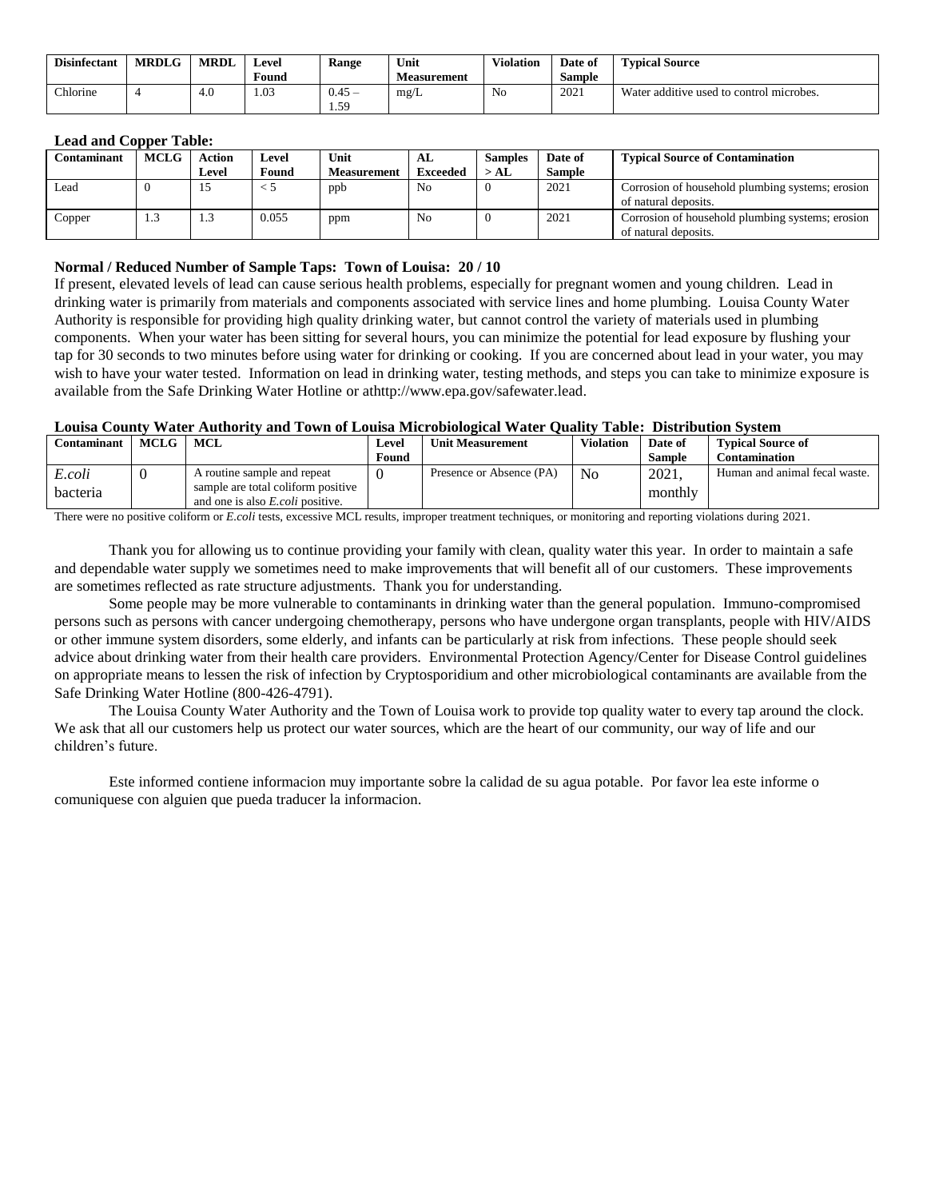| Disinfectant | MRDLG | MRDL | Level Found | Range | Unit Measurement | Violation | Date of Sample | Typical Source |
|---|---|---|---|---|---|---|---|---|
| Chlorine | 4 | 4.0 | 1.03 | 0.45 – 1.59 | mg/L | No | 2021 | Water additive used to control microbes. |

**Lead and Copper Table:**

| Contaminant | MCLG | Action Level | Level Found | Unit Measurement | AL Exceeded | Samples > AL | Date of Sample | Typical Source of Contamination |
|---|---|---|---|---|---|---|---|---|
| Lead | 0 | 15 | < 5 | ppb | No | 0 | 2021 | Corrosion of household plumbing systems; erosion of natural deposits. |
| Copper | 1.3 | 1.3 | 0.055 | ppm | No | 0 | 2021 | Corrosion of household plumbing systems; erosion of natural deposits. |

**Normal / Reduced Number of Sample Taps: Town of Louisa: 20 / 10**

If present, elevated levels of lead can cause serious health problems, especially for pregnant women and young children. Lead in drinking water is primarily from materials and components associated with service lines and home plumbing. Louisa County Water Authority is responsible for providing high quality drinking water, but cannot control the variety of materials used in plumbing components. When your water has been sitting for several hours, you can minimize the potential for lead exposure by flushing your tap for 30 seconds to two minutes before using water for drinking or cooking. If you are concerned about lead in your water, you may wish to have your water tested. Information on lead in drinking water, testing methods, and steps you can take to minimize exposure is available from the Safe Drinking Water Hotline or athttp://www.epa.gov/safewater.lead.

**Louisa County Water Authority and Town of Louisa Microbiological Water Quality Table: Distribution System**

| Contaminant | MCLG | MCL | Level Found | Unit Measurement | Violation | Date of Sample | Typical Source of Contamination |
|---|---|---|---|---|---|---|---|
| *E.coli* bacteria | 0 | A routine sample and repeat sample are total coliform positive and one is also *E.coli* positive. | 0 | Presence or Absence (PA) | No | 2021, monthly | Human and animal fecal waste. |

There were no positive coliform or *E.coli* tests, excessive MCL results, improper treatment techniques, or monitoring and reporting violations during 2021.

Thank you for allowing us to continue providing your family with clean, quality water this year. In order to maintain a safe and dependable water supply we sometimes need to make improvements that will benefit all of our customers. These improvements are sometimes reflected as rate structure adjustments. Thank you for understanding.

Some people may be more vulnerable to contaminants in drinking water than the general population. Immuno-compromised persons such as persons with cancer undergoing chemotherapy, persons who have undergone organ transplants, people with HIV/AIDS or other immune system disorders, some elderly, and infants can be particularly at risk from infections. These people should seek advice about drinking water from their health care providers. Environmental Protection Agency/Center for Disease Control guidelines on appropriate means to lessen the risk of infection by Cryptosporidium and other microbiological contaminants are available from the Safe Drinking Water Hotline (800-426-4791).

The Louisa County Water Authority and the Town of Louisa work to provide top quality water to every tap around the clock. We ask that all our customers help us protect our water sources, which are the heart of our community, our way of life and our children's future.

Este informed contiene informacion muy importante sobre la calidad de su agua potable. Por favor lea este informe o comuniquese con alguien que pueda traducer la informacion.